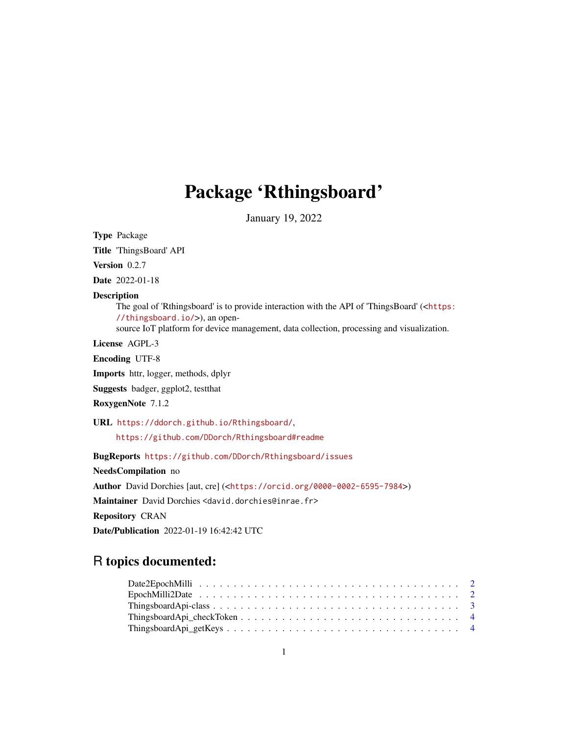# Package 'Rthingsboard'

January 19, 2022

**Type** Package

**Title** 'ThingsBoard' API

**Version** 0.2.7

**Date** 2022-01-18

**Description** The goal of 'Rthingsboard' is to provide interaction with the API of 'ThingsBoard' (<https://thingsboard.io/>), an open-source IoT platform for device management, data collection, processing and visualization.

**License** AGPL-3

**Encoding** UTF-8

**Imports** httr, logger, methods, dplyr

**Suggests** badger, ggplot2, testthat

**RoxygenNote** 7.1.2

**URL** https://ddorch.github.io/Rthingsboard/, https://github.com/DDorch/Rthingsboard#readme

**BugReports** https://github.com/DDorch/Rthingsboard/issues

**NeedsCompilation** no

**Author** David Dorchies [aut, cre] (<https://orcid.org/0000-0002-6595-7984>)

**Maintainer** David Dorchies <david.dorchies@inrae.fr>

**Repository** CRAN

**Date/Publication** 2022-01-19 16:42:42 UTC

## R topics documented:

- Date2EpochMilli . . . . . . . . . . . . . . . . . . . . . . . . . . . . . . . . . . . . 2
- EpochMilli2Date . . . . . . . . . . . . . . . . . . . . . . . . . . . . . . . . . . . . 2
- ThingsboardApi-class . . . . . . . . . . . . . . . . . . . . . . . . . . . . . . . . . 3
- ThingsboardApi_checkToken . . . . . . . . . . . . . . . . . . . . . . . . . . . . 4
- ThingsboardApi_getKeys . . . . . . . . . . . . . . . . . . . . . . . . . . . . . . . 4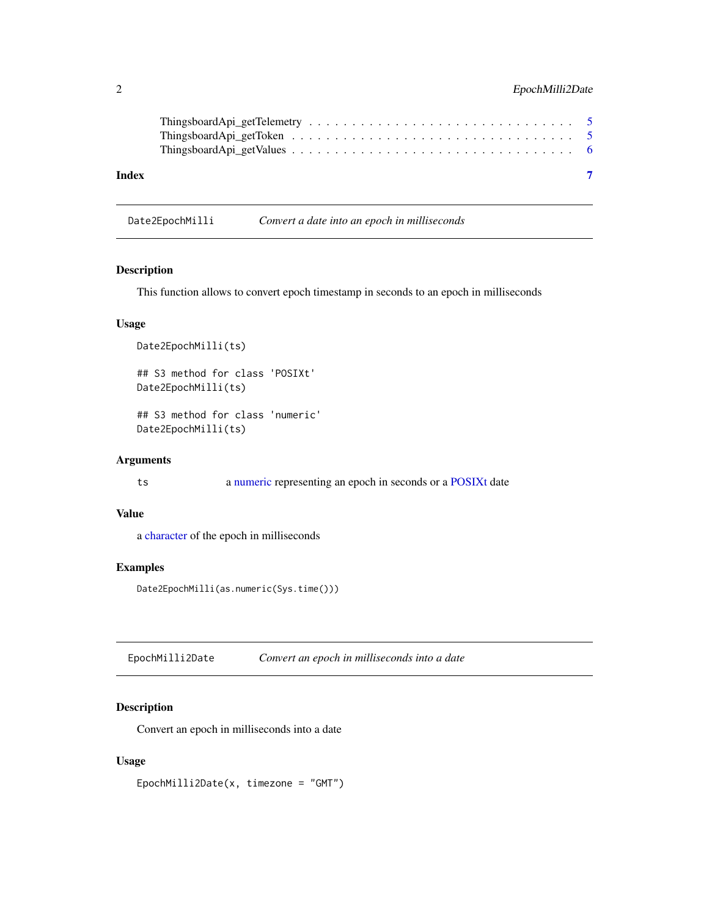ThingsboardApi_getTelemetry . . . . . . . . . . . . . . . . . . . . . . . . . . . . . 5
ThingsboardApi_getToken . . . . . . . . . . . . . . . . . . . . . . . . . . . . . . . 5
ThingsboardApi_getValues . . . . . . . . . . . . . . . . . . . . . . . . . . . . . . . 6

**Index** **7**

---

`Date2EpochMilli` *Convert a date into an epoch in milliseconds*

---

### Description

This function allows to convert epoch timestamp in seconds to an epoch in milliseconds

### Usage

```
Date2EpochMilli(ts)

## S3 method for class 'POSIXt'
Date2EpochMilli(ts)

## S3 method for class 'numeric'
Date2EpochMilli(ts)
```

### Arguments

| | |
|---|---|
| `ts` | a numeric representing an epoch in seconds or a POSIXt date |

### Value

a character of the epoch in milliseconds

### Examples

```
Date2EpochMilli(as.numeric(Sys.time()))
```

---

`EpochMilli2Date` *Convert an epoch in milliseconds into a date*

---

### Description

Convert an epoch in milliseconds into a date

### Usage

```
EpochMilli2Date(x, timezone = "GMT")
```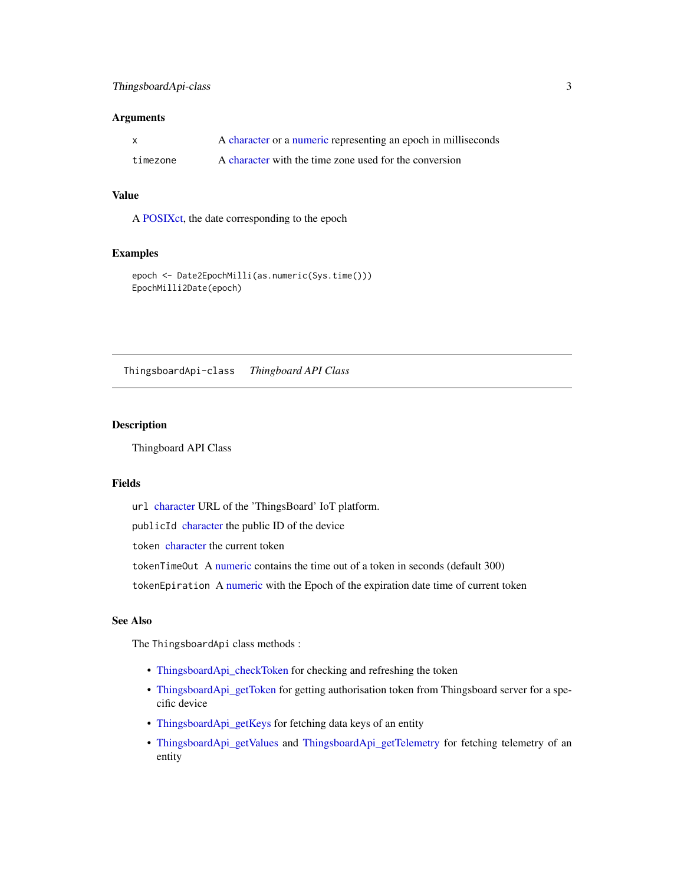### Arguments

| | |
|---|---|
| x | A character or a numeric representing an epoch in milliseconds |
| timezone | A character with the time zone used for the conversion |

### Value

A POSIXct, the date corresponding to the epoch

### Examples

```
epoch <- Date2EpochMilli(as.numeric(Sys.time()))
EpochMilli2Date(epoch)
```

---

## ThingsboardApi-class *Thingboard API Class*

### Description

Thingboard API Class

### Fields

`url` character URL of the 'ThingsBoard' IoT platform.

`publicId` character the public ID of the device

`token` character the current token

`tokenTimeOut` A numeric contains the time out of a token in seconds (default 300)

`tokenEpiration` A numeric with the Epoch of the expiration date time of current token

### See Also

The `ThingsboardApi` class methods :

- ThingsboardApi_checkToken for checking and refreshing the token
- ThingsboardApi_getToken for getting authorisation token from Thingsboard server for a specific device
- ThingsboardApi_getKeys for fetching data keys of an entity
- ThingsboardApi_getValues and ThingsboardApi_getTelemetry for fetching telemetry of an entity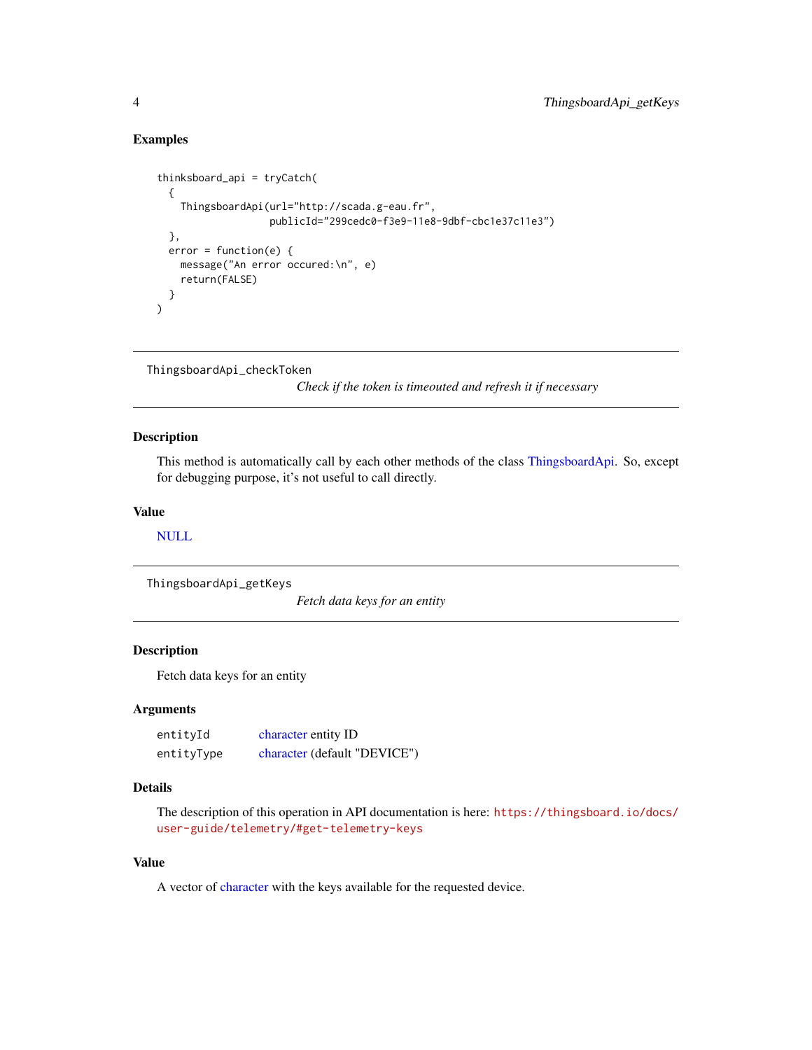### Examples

```
thinksboard_api = tryCatch(
  {
    ThingsboardApi(url="http://scada.g-eau.fr",
                   publicId="299cedc0-f3e9-11e8-9dbf-cbc1e37c11e3")
  },
  error = function(e) {
    message("An error occured:\n", e)
    return(FALSE)
  }
)
```

---

## ThingsboardApi_checkToken

*Check if the token is timeouted and refresh it if necessary*

### Description

This method is automatically call by each other methods of the class ThingsboardApi. So, except for debugging purpose, it's not useful to call directly.

### Value

NULL

---

## ThingsboardApi_getKeys

*Fetch data keys for an entity*

### Description

Fetch data keys for an entity

### Arguments

| | |
|---|---|
| `entityId` | character entity ID |
| `entityType` | character (default "DEVICE") |

### Details

The description of this operation in API documentation is here: https://thingsboard.io/docs/user-guide/telemetry/#get-telemetry-keys

### Value

A vector of character with the keys available for the requested device.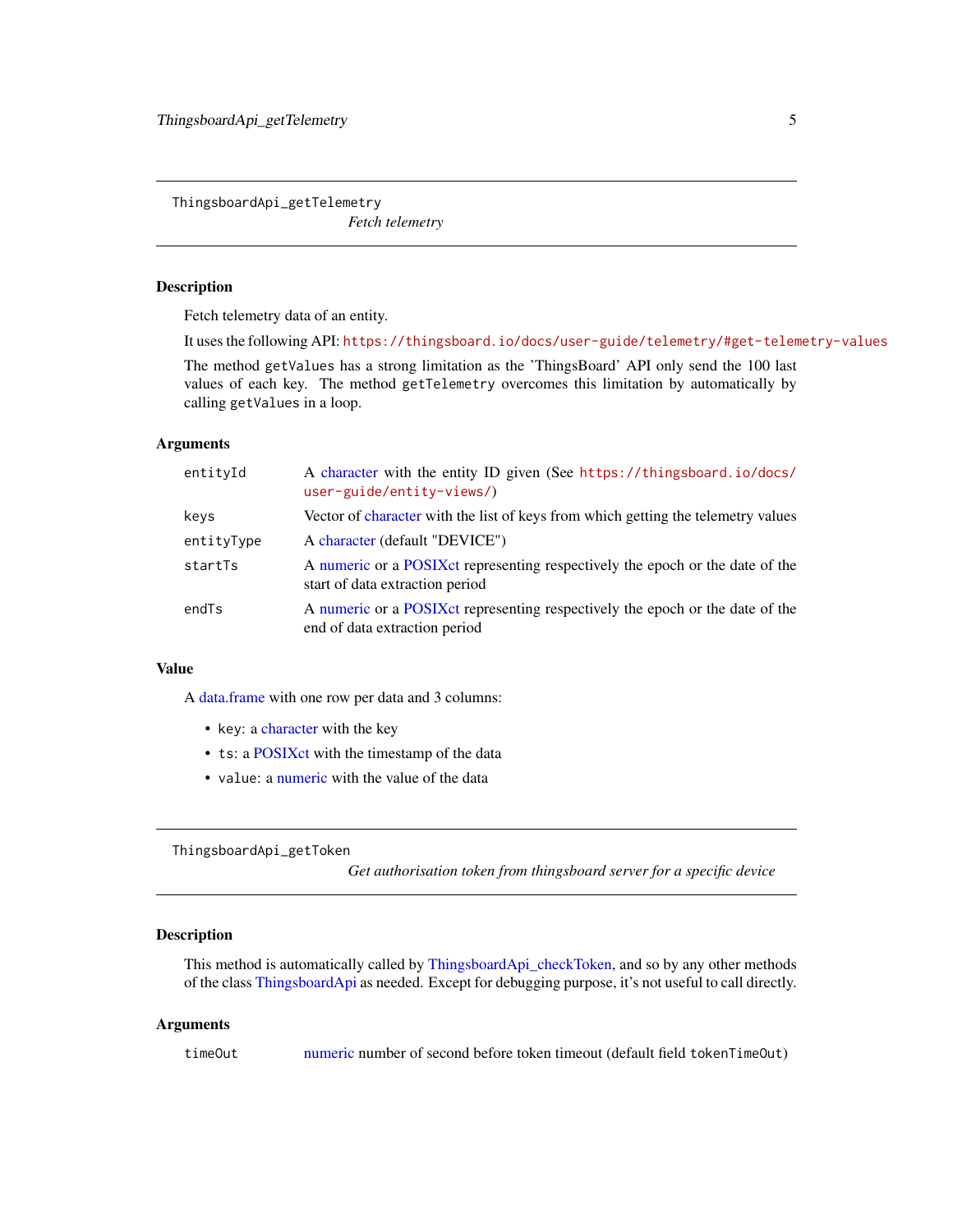## ThingsboardApi_getTelemetry

*Fetch telemetry*

### Description

Fetch telemetry data of an entity.

It uses the following API: https://thingsboard.io/docs/user-guide/telemetry/#get-telemetry-values

The method `getValues` has a strong limitation as the 'ThingsBoard' API only send the 100 last values of each key. The method `getTelemetry` overcomes this limitation by automatically by calling `getValues` in a loop.

### Arguments

| | |
|---|---|
| `entityId` | A character with the entity ID given (See https://thingsboard.io/docs/user-guide/entity-views/) |
| `keys` | Vector of character with the list of keys from which getting the telemetry values |
| `entityType` | A character (default "DEVICE") |
| `startTs` | A numeric or a POSIXct representing respectively the epoch or the date of the start of data extraction period |
| `endTs` | A numeric or a POSIXct representing respectively the epoch or the date of the end of data extraction period |

### Value

A data.frame with one row per data and 3 columns:

- `key`: a character with the key
- `ts`: a POSIXct with the timestamp of the data
- `value`: a numeric with the value of the data

## ThingsboardApi_getToken

*Get authorisation token from thingsboard server for a specific device*

### Description

This method is automatically called by ThingsboardApi_checkToken, and so by any other methods of the class ThingsboardApi as needed. Except for debugging purpose, it's not useful to call directly.

### Arguments

| | |
|---|---|
| `timeOut` | numeric number of second before token timeout (default field `tokenTimeOut`) |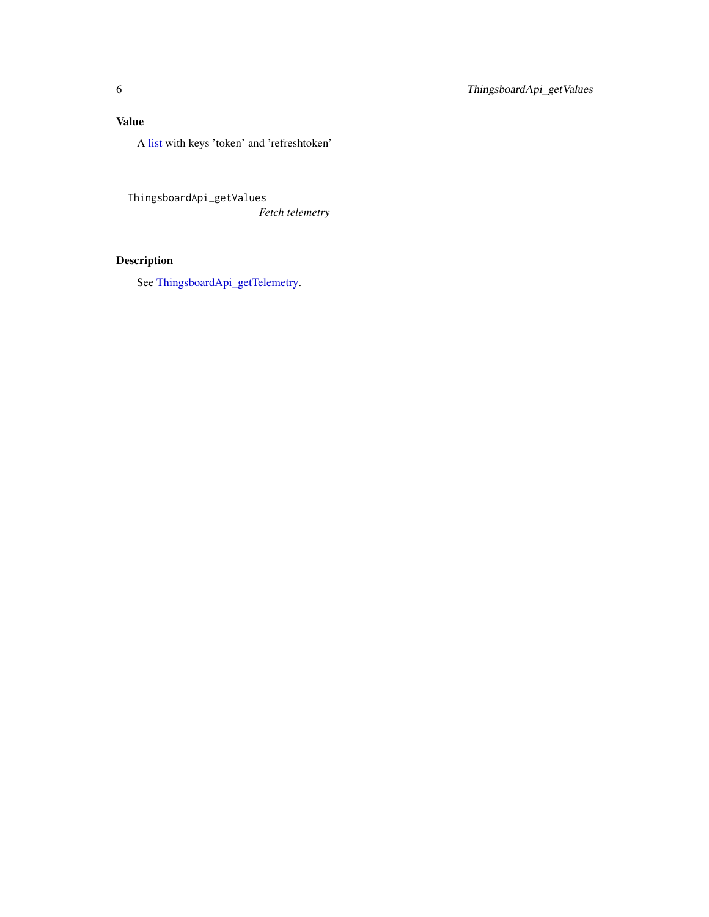## Value

A list with keys 'token' and 'refreshtoken'

---

`ThingsboardApi_getValues` *Fetch telemetry*

---

## Description

See ThingsboardApi_getTelemetry.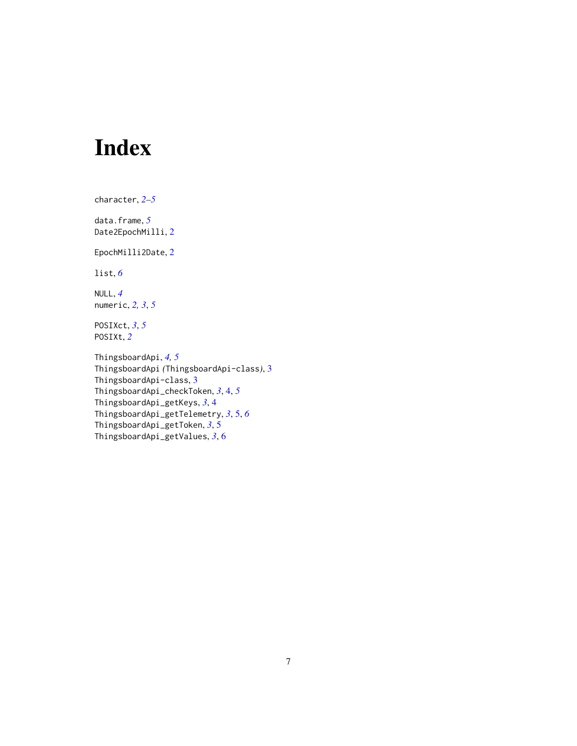# Index

character, *2–5*

data.frame, *5*
Date2EpochMilli, 2

EpochMilli2Date, 2

list, *6*

NULL, *4*
numeric, *2, 3*, *5*

POSIXct, *3*, *5*
POSIXt, *2*

ThingsboardApi, *4, 5*
ThingsboardApi *(*ThingsboardApi-class*)*, 3
ThingsboardApi-class, 3
ThingsboardApi_checkToken, *3*, 4, *5*
ThingsboardApi_getKeys, *3*, 4
ThingsboardApi_getTelemetry, *3*, 5, *6*
ThingsboardApi_getToken, *3*, 5
ThingsboardApi_getValues, *3*, 6